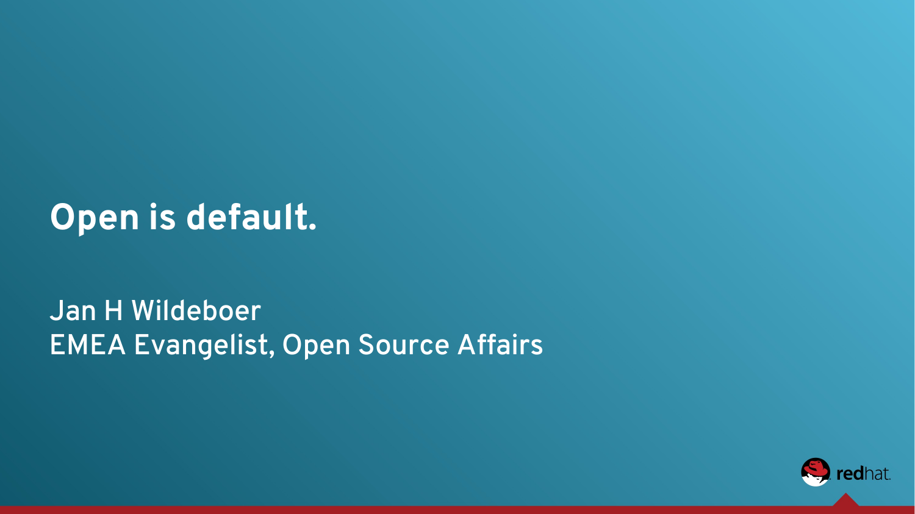# Open is default.

Jan H Wildeboer
EMEA Evangelist, Open Source Affairs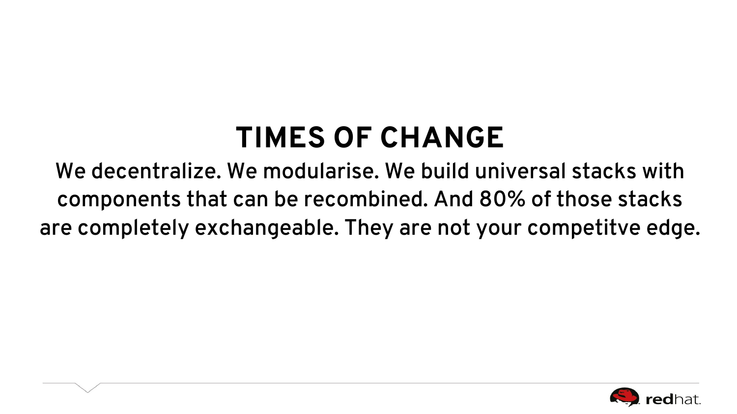# TIMES OF CHANGE

We decentralize. We modularise. We build universal stacks with components that can be recombined. And 80% of those stacks are completely exchangeable. They are not your competitve edge.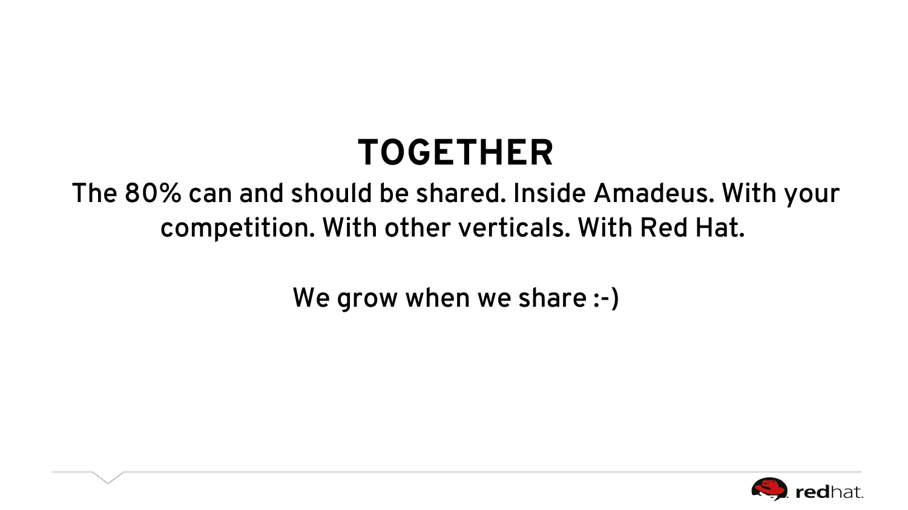# TOGETHER

The 80% can and should be shared. Inside Amadeus. With your competition. With other verticals. With Red Hat.

We grow when we share :-)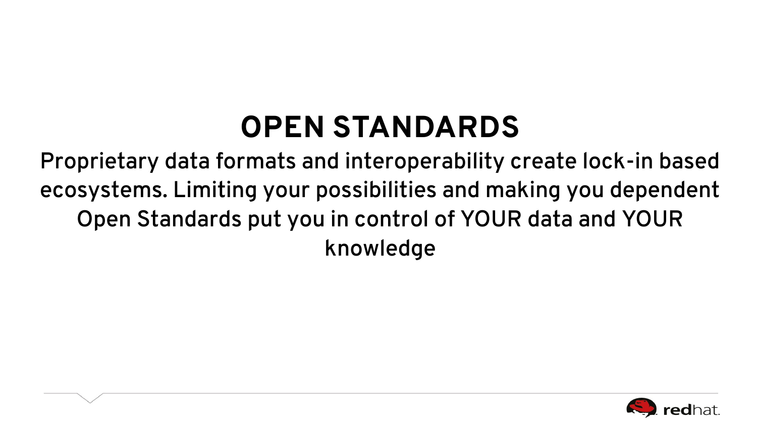# OPEN STANDARDS

Proprietary data formats and interoperability create lock-in based ecosystems. Limiting your possibilities and making you dependent Open Standards put you in control of YOUR data and YOUR knowledge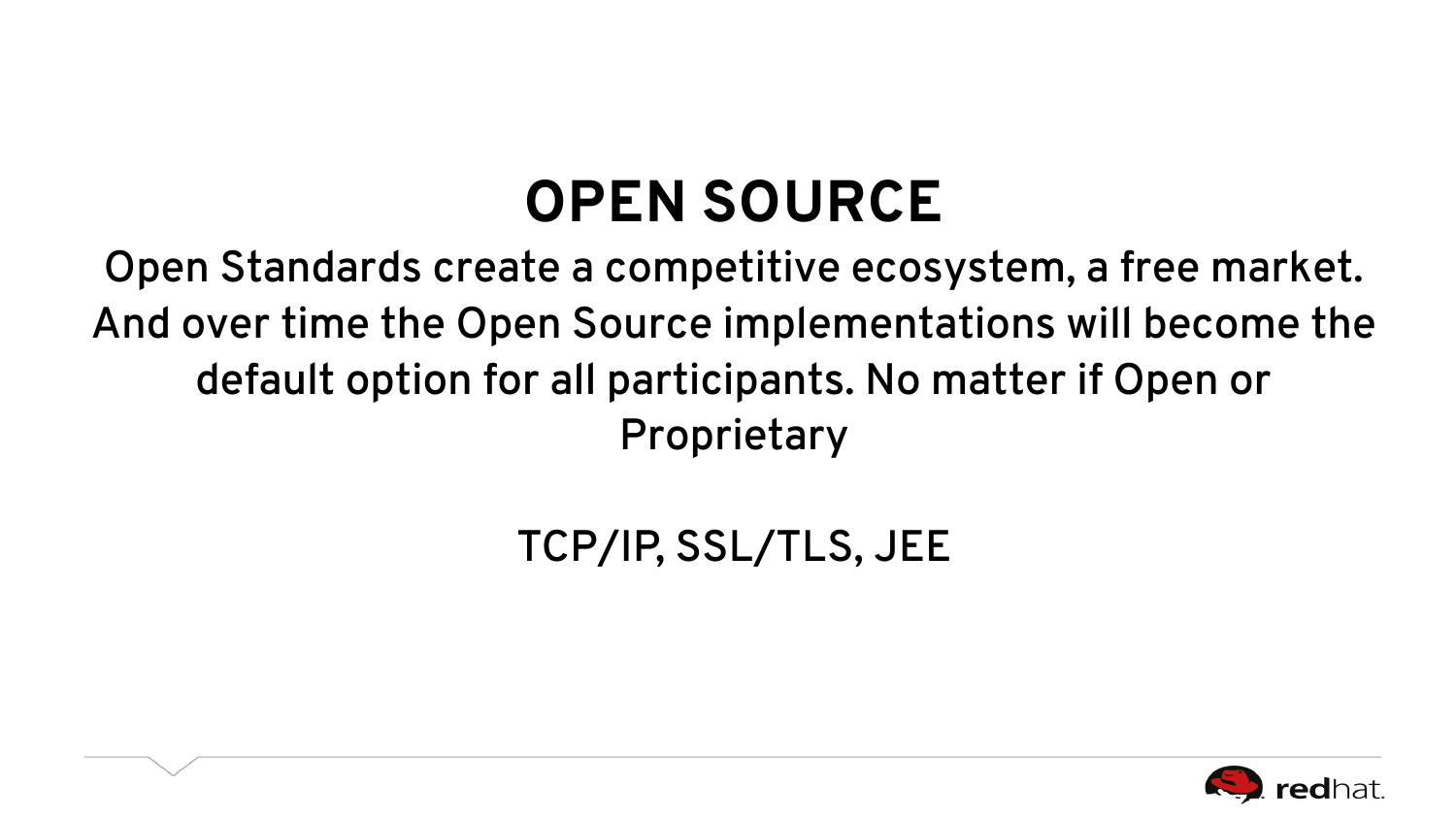# OPEN SOURCE

Open Standards create a competitive ecosystem, a free market. And over time the Open Source implementations will become the default option for all participants. No matter if Open or Proprietary

TCP/IP, SSL/TLS, JEE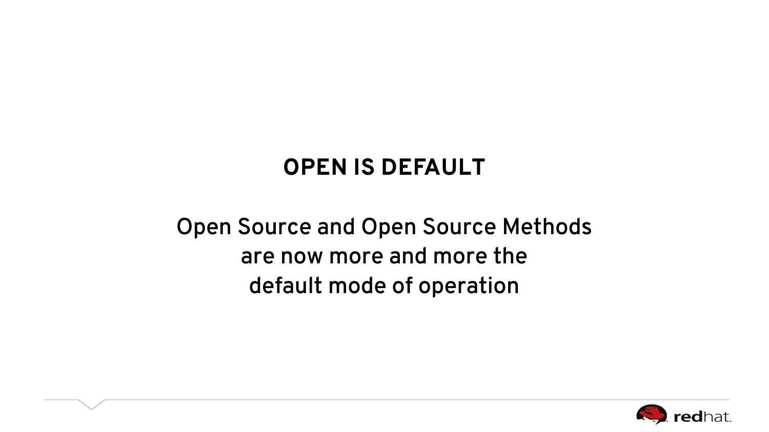# OPEN IS DEFAULT

Open Source and Open Source Methods
are now more and more the
default mode of operation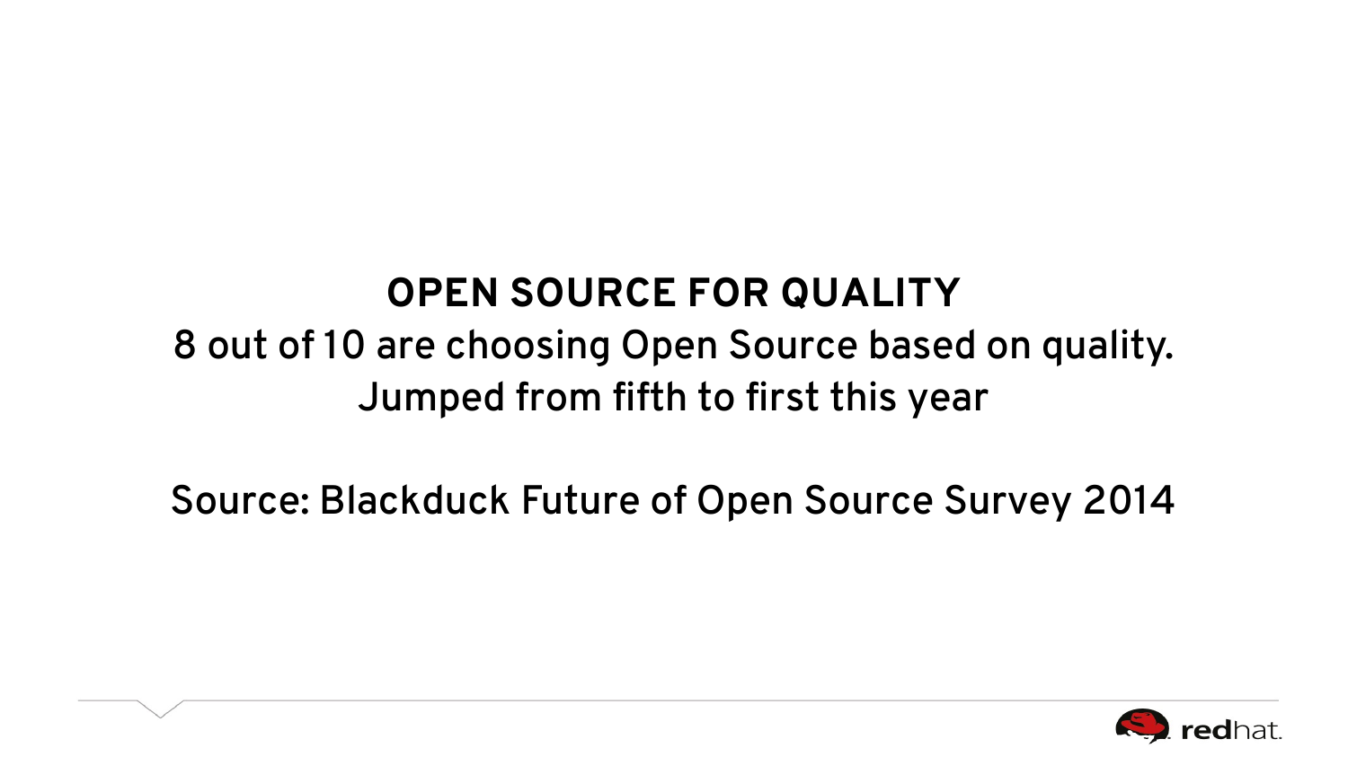**OPEN SOURCE FOR QUALITY**

8 out of 10 are choosing Open Source based on quality.
Jumped from fifth to first this year

Source: Blackduck Future of Open Source Survey 2014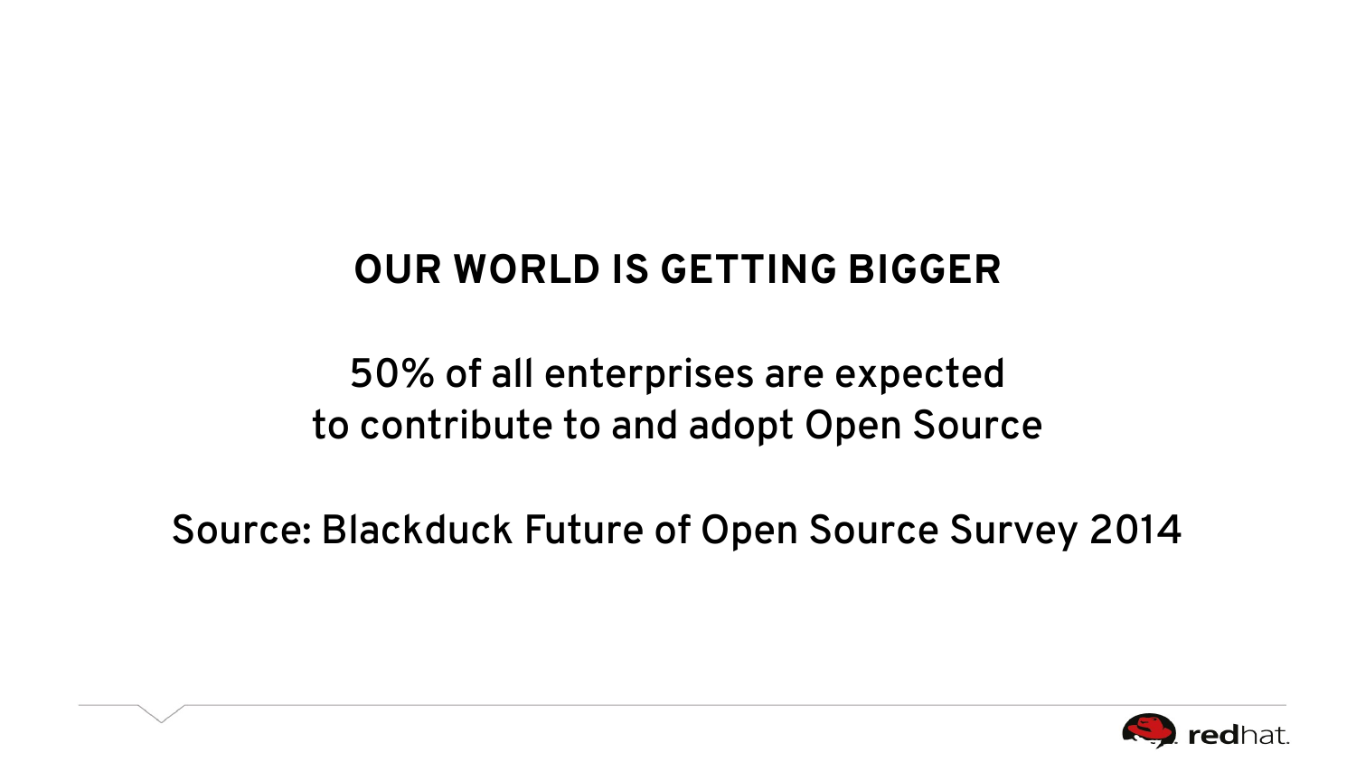## OUR WORLD IS GETTING BIGGER

50% of all enterprises are expected
to contribute to and adopt Open Source

Source: Blackduck Future of Open Source Survey 2014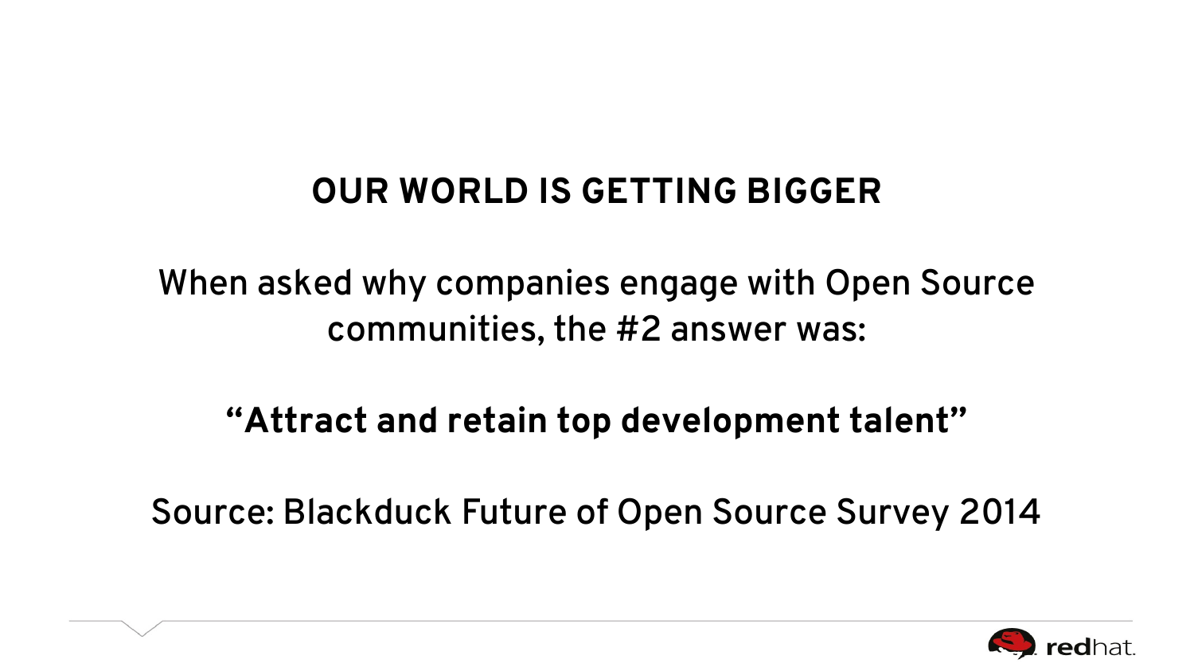# OUR WORLD IS GETTING BIGGER

When asked why companies engage with Open Source communities, the #2 answer was:

**"Attract and retain top development talent"**

Source: Blackduck Future of Open Source Survey 2014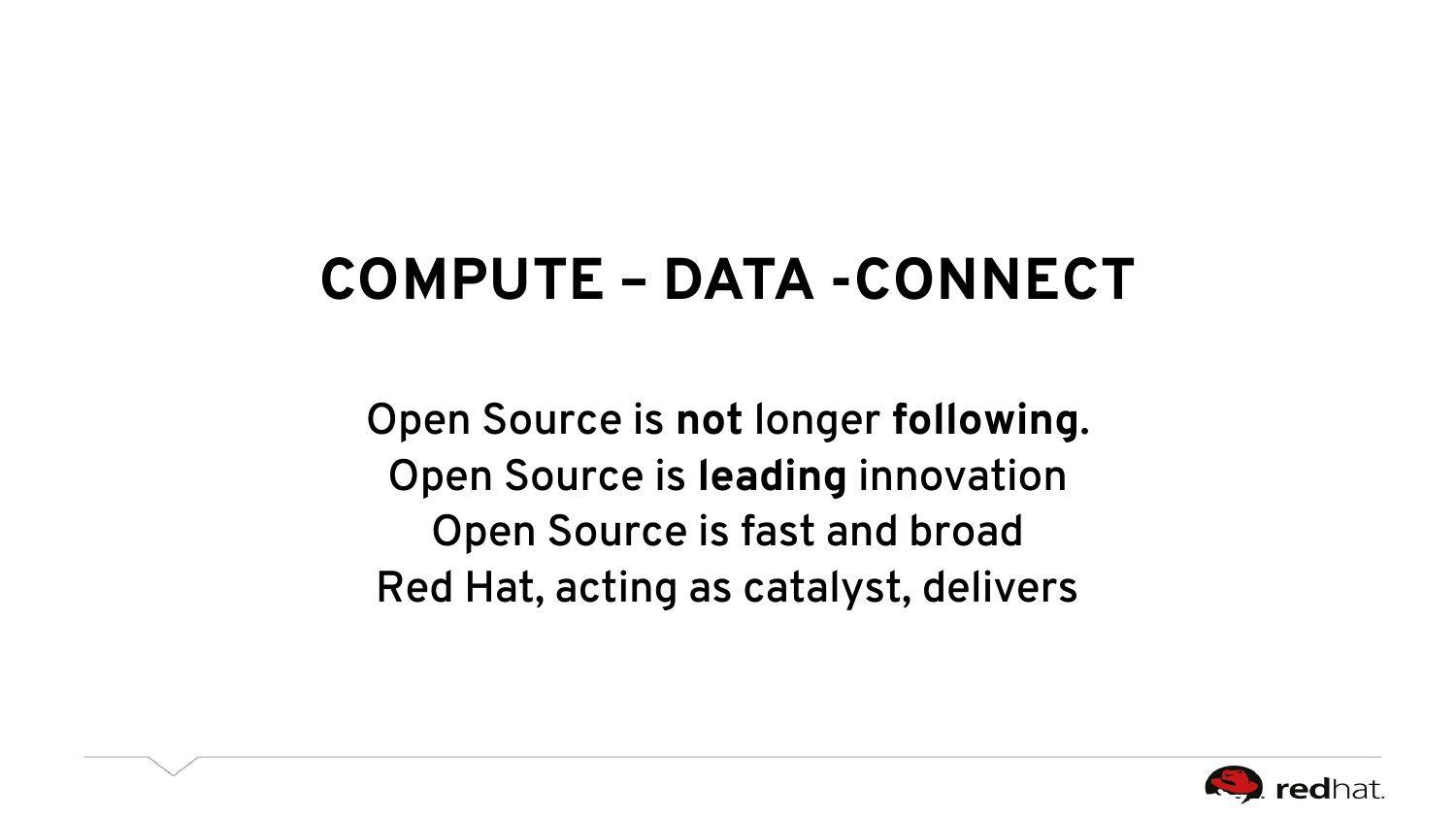# COMPUTE – DATA -CONNECT

Open Source is **not** longer **following.**
Open Source is **leading** innovation
Open Source is fast and broad
Red Hat, acting as catalyst, delivers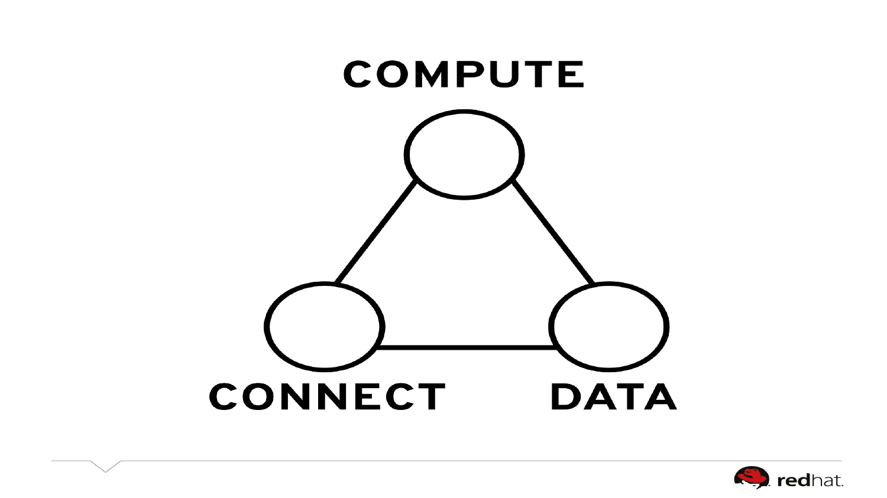COMPUTE

CONNECT

DATA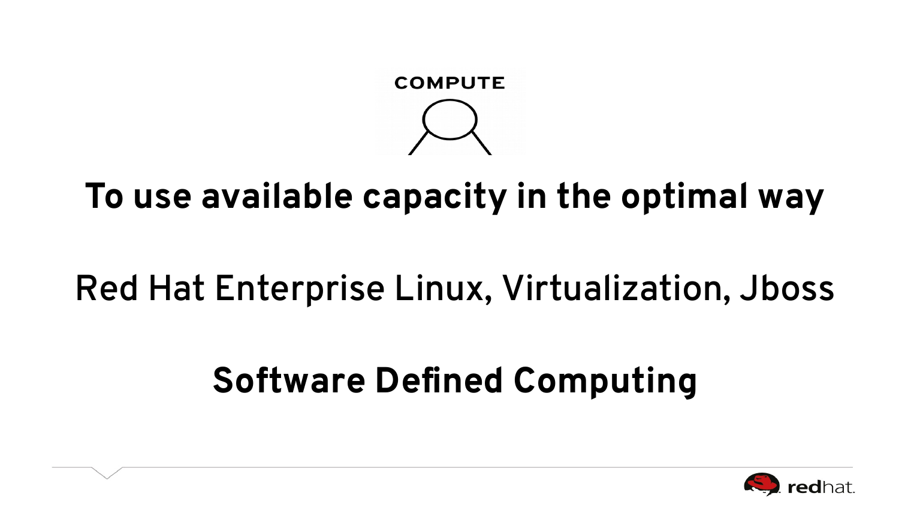COMPUTE

**To use available capacity in the optimal way**

Red Hat Enterprise Linux, Virtualization, Jboss

**Software Defined Computing**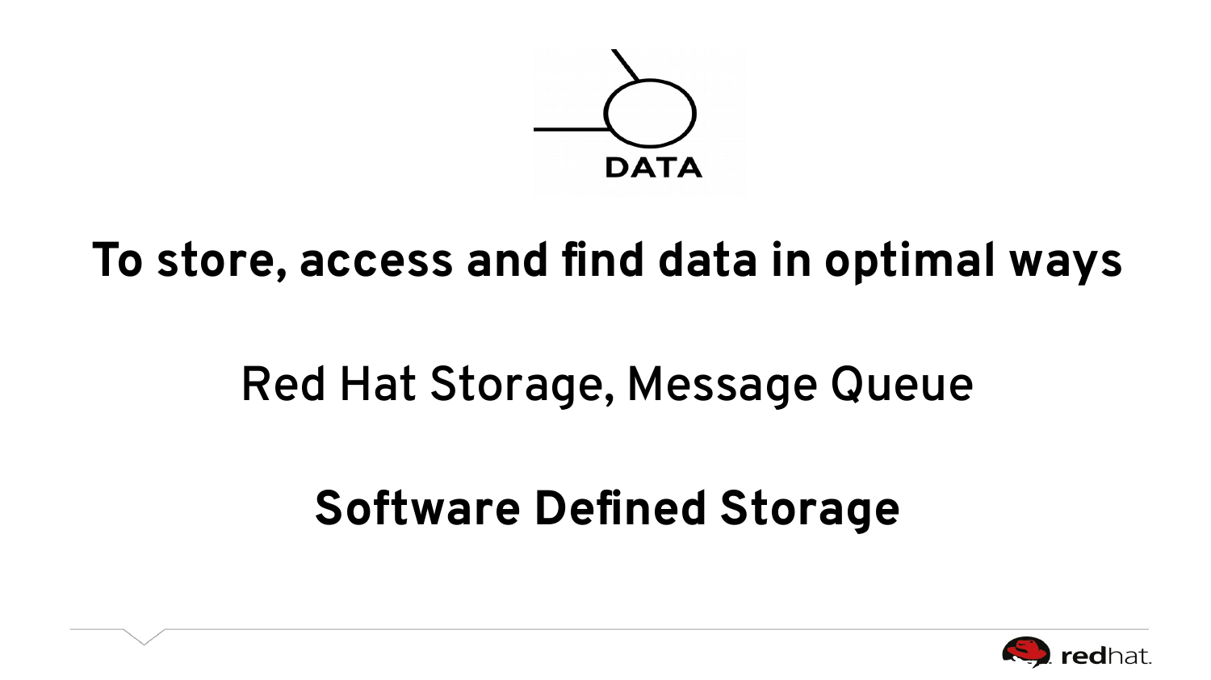DATA

# To store, access and find data in optimal ways

Red Hat Storage, Message Queue

**Software Defined Storage**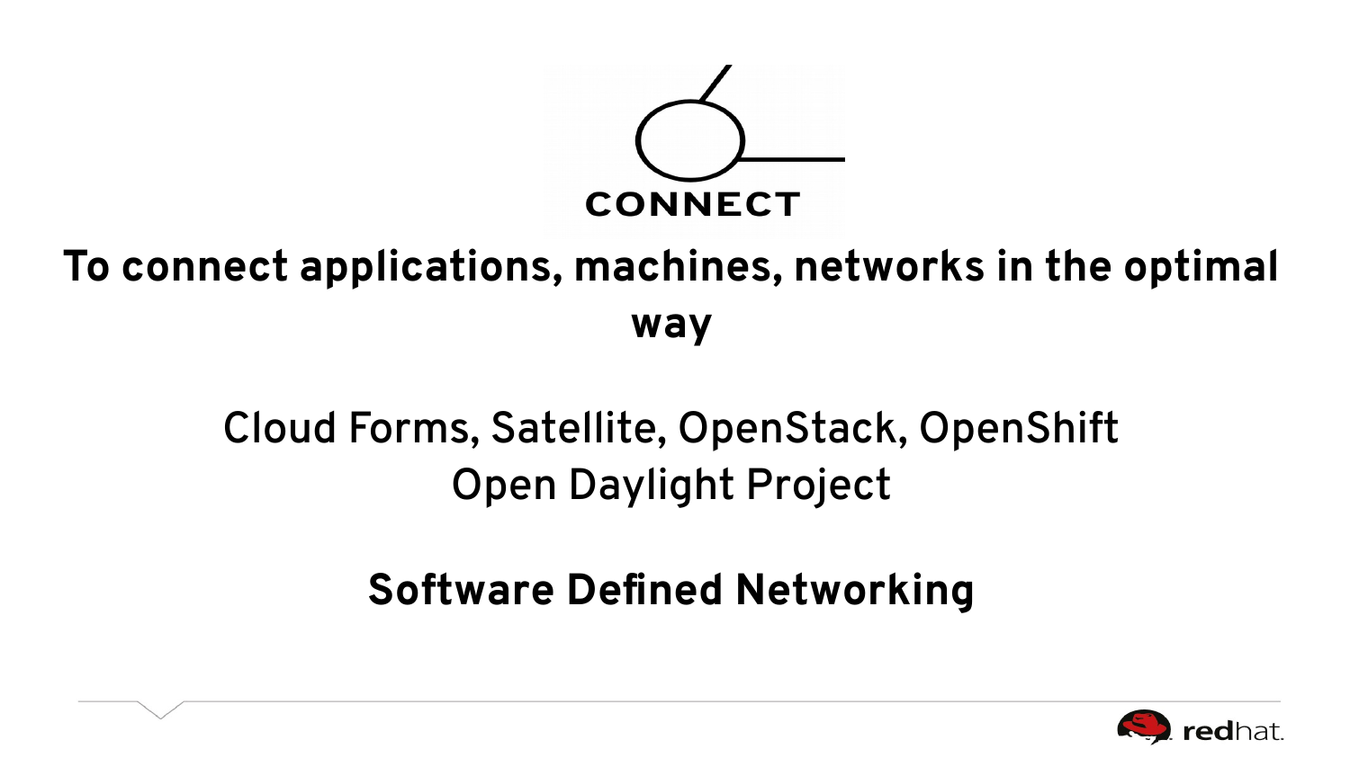CONNECT

**To connect applications, machines, networks in the optimal way**

Cloud Forms, Satellite, OpenStack, OpenShift
Open Daylight Project

**Software Defined Networking**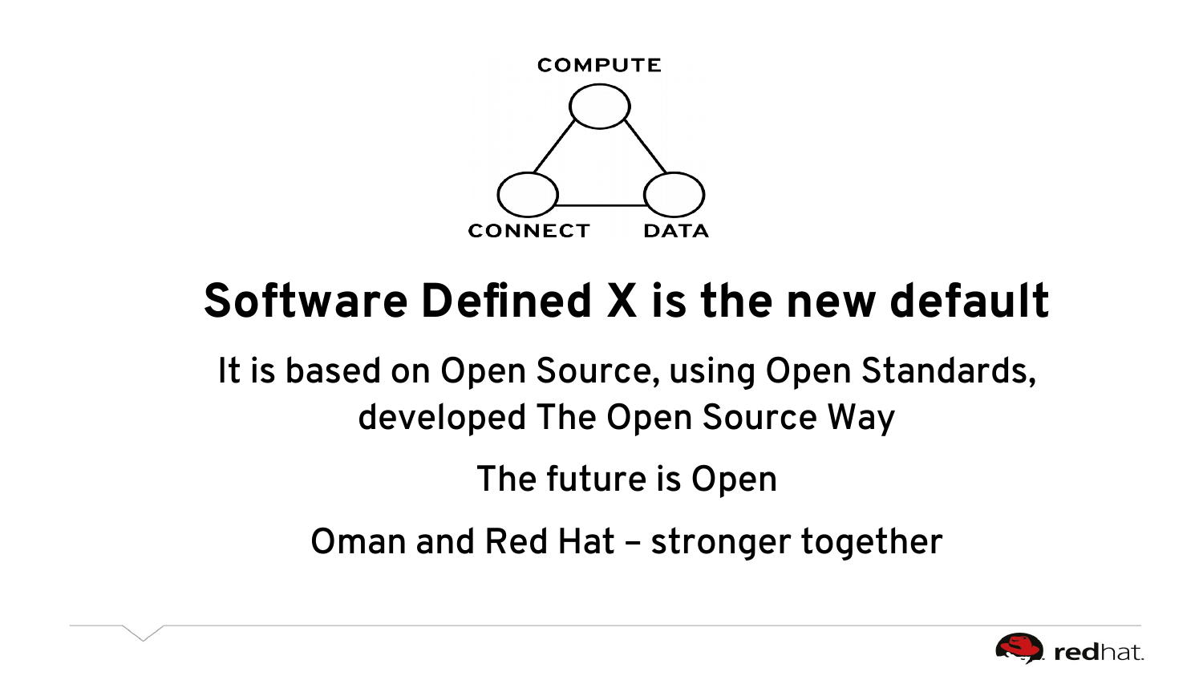COMPUTE

CONNECT DATA

# Software Defined X is the new default

It is based on Open Source, using Open Standards, developed The Open Source Way

The future is Open

Oman and Red Hat – stronger together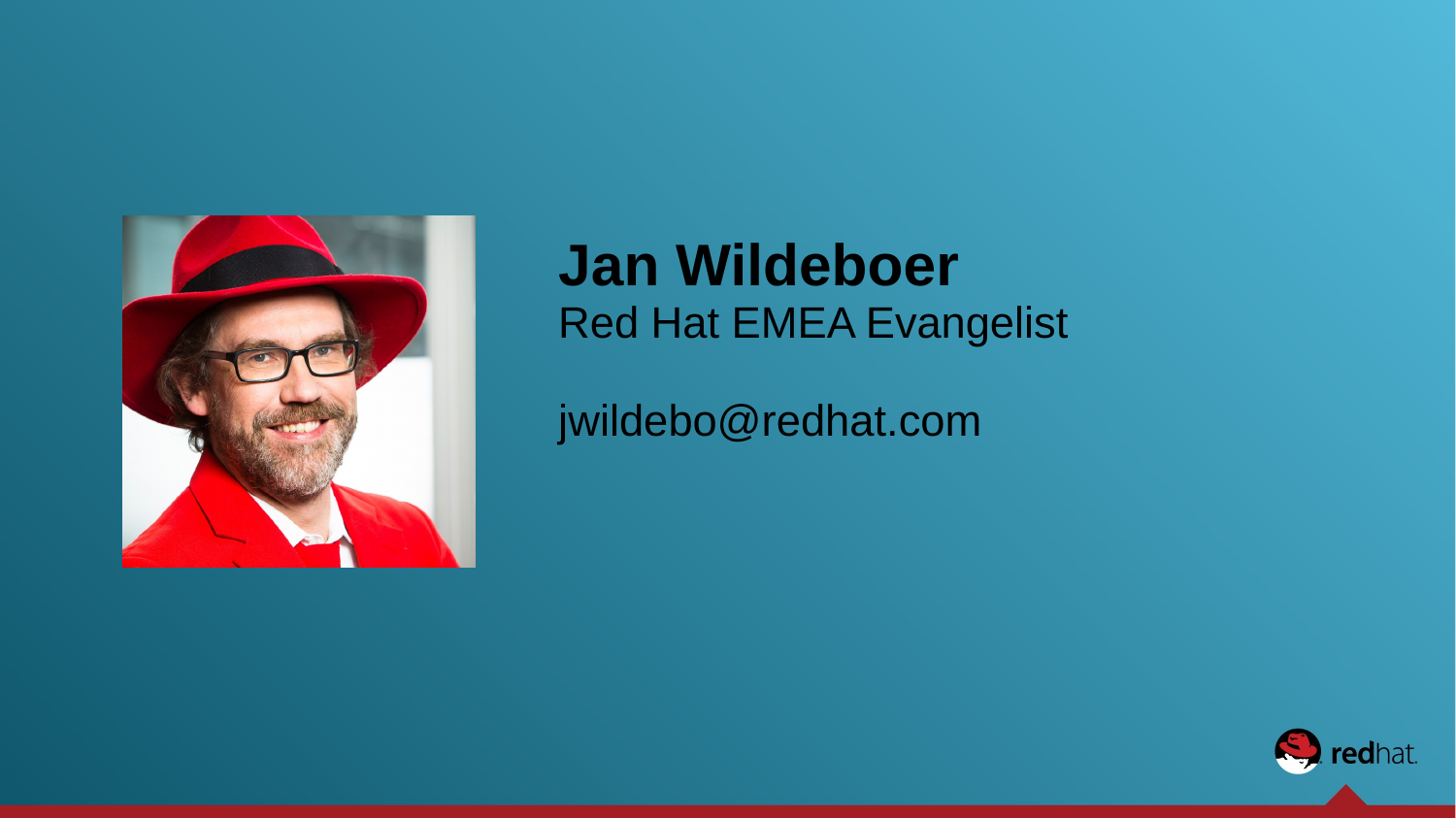# Jan Wildeboer

Red Hat EMEA Evangelist

jwildebo@redhat.com